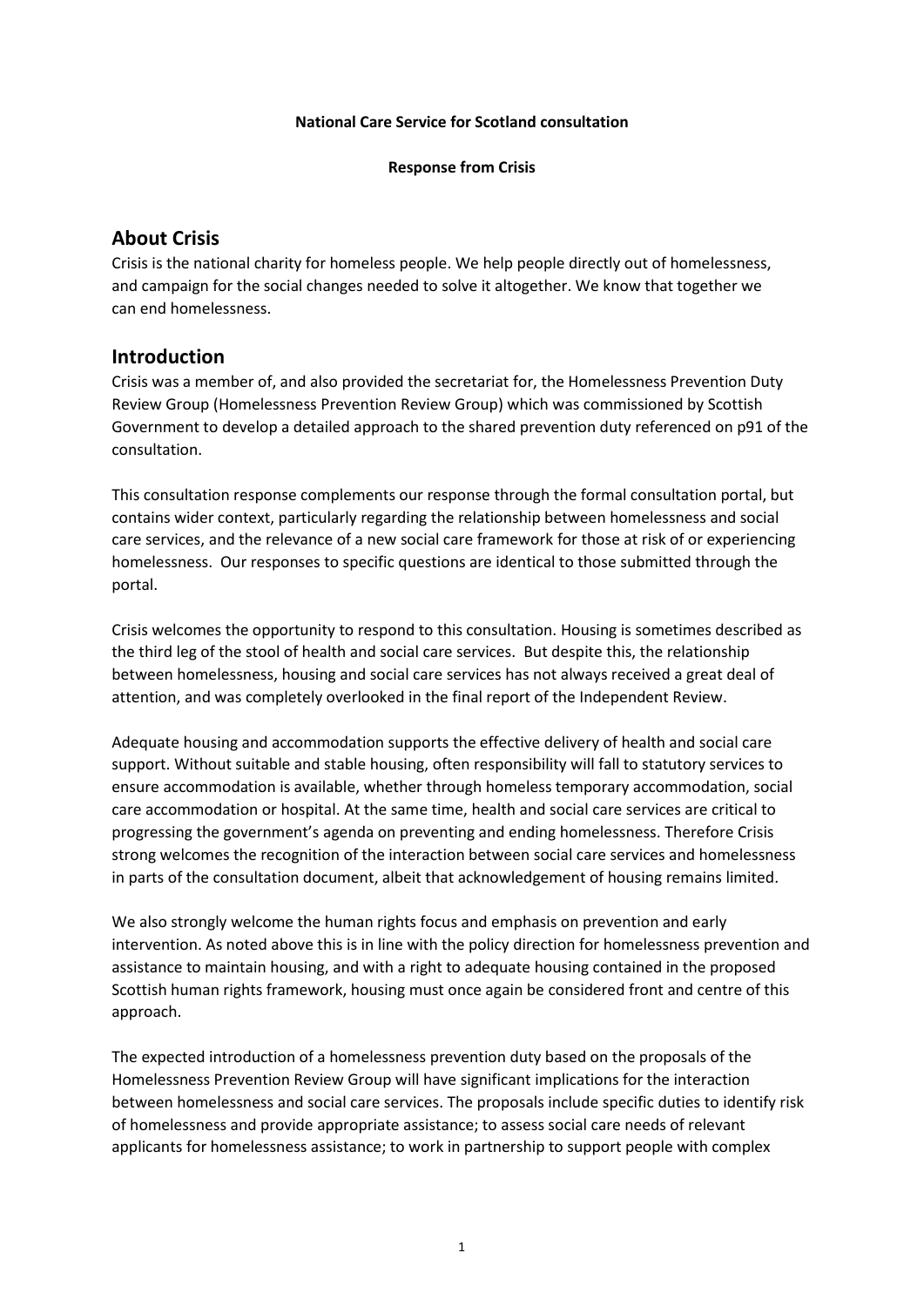**National Care Service for Scotland consultation**

**Response from Crisis**

## About Crisis

Crisis is the national charity for homeless people. We help people directly out of homelessness, and campaign for the social changes needed to solve it altogether. We know that together we can end homelessness.

## Introduction

Crisis was a member of, and also provided the secretariat for, the Homelessness Prevention Duty Review Group (Homelessness Prevention Review Group) which was commissioned by Scottish Government to develop a detailed approach to the shared prevention duty referenced on p91 of the consultation.

This consultation response complements our response through the formal consultation portal, but contains wider context, particularly regarding the relationship between homelessness and social care services, and the relevance of a new social care framework for those at risk of or experiencing homelessness. Our responses to specific questions are identical to those submitted through the portal.

Crisis welcomes the opportunity to respond to this consultation. Housing is sometimes described as the third leg of the stool of health and social care services. But despite this, the relationship between homelessness, housing and social care services has not always received a great deal of attention, and was completely overlooked in the final report of the Independent Review.

Adequate housing and accommodation supports the effective delivery of health and social care support. Without suitable and stable housing, often responsibility will fall to statutory services to ensure accommodation is available, whether through homeless temporary accommodation, social care accommodation or hospital. At the same time, health and social care services are critical to progressing the government's agenda on preventing and ending homelessness. Therefore Crisis strong welcomes the recognition of the interaction between social care services and homelessness in parts of the consultation document, albeit that acknowledgement of housing remains limited.

We also strongly welcome the human rights focus and emphasis on prevention and early intervention. As noted above this is in line with the policy direction for homelessness prevention and assistance to maintain housing, and with a right to adequate housing contained in the proposed Scottish human rights framework, housing must once again be considered front and centre of this approach.

The expected introduction of a homelessness prevention duty based on the proposals of the Homelessness Prevention Review Group will have significant implications for the interaction between homelessness and social care services. The proposals include specific duties to identify risk of homelessness and provide appropriate assistance; to assess social care needs of relevant applicants for homelessness assistance; to work in partnership to support people with complex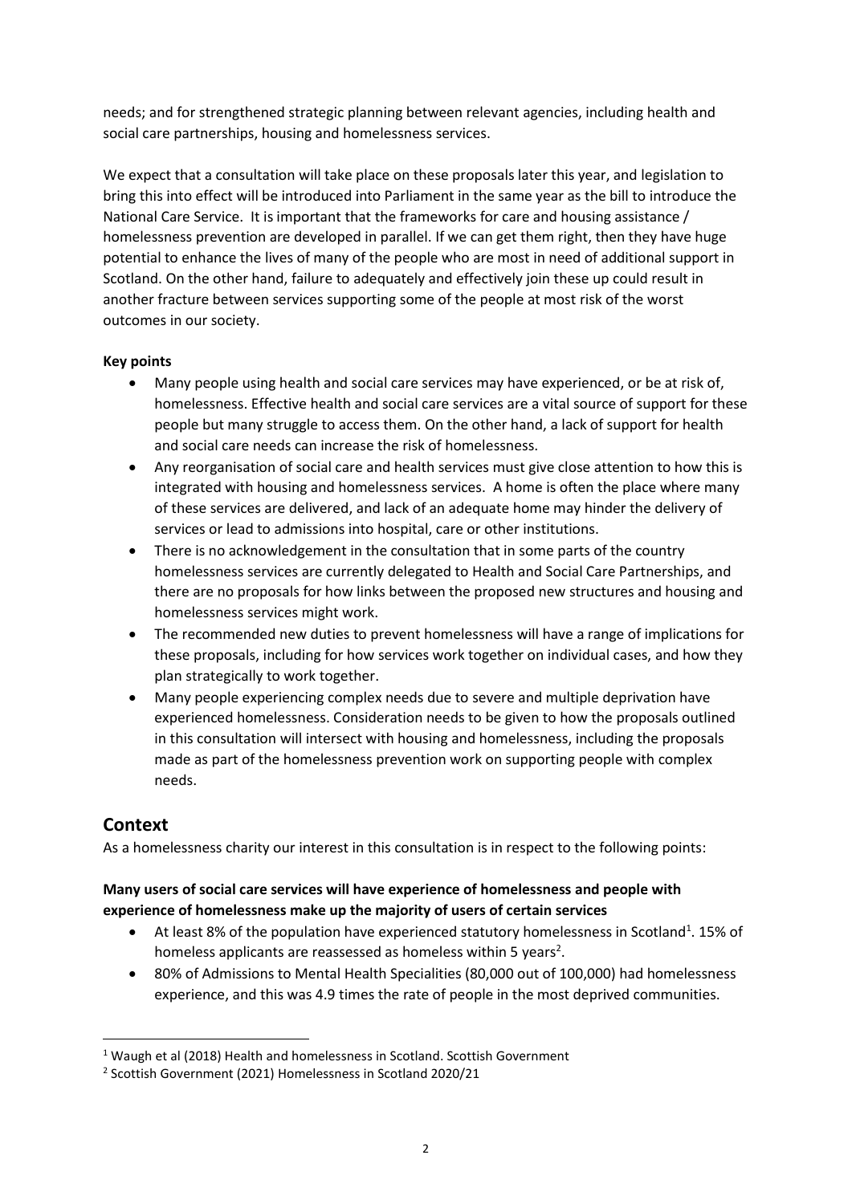needs; and for strengthened strategic planning between relevant agencies, including health and social care partnerships, housing and homelessness services.

We expect that a consultation will take place on these proposals later this year, and legislation to bring this into effect will be introduced into Parliament in the same year as the bill to introduce the National Care Service. It is important that the frameworks for care and housing assistance / homelessness prevention are developed in parallel. If we can get them right, then they have huge potential to enhance the lives of many of the people who are most in need of additional support in Scotland. On the other hand, failure to adequately and effectively join these up could result in another fracture between services supporting some of the people at most risk of the worst outcomes in our society.

**Key points**

- Many people using health and social care services may have experienced, or be at risk of, homelessness. Effective health and social care services are a vital source of support for these people but many struggle to access them. On the other hand, a lack of support for health and social care needs can increase the risk of homelessness.
- Any reorganisation of social care and health services must give close attention to how this is integrated with housing and homelessness services. A home is often the place where many of these services are delivered, and lack of an adequate home may hinder the delivery of services or lead to admissions into hospital, care or other institutions.
- There is no acknowledgement in the consultation that in some parts of the country homelessness services are currently delegated to Health and Social Care Partnerships, and there are no proposals for how links between the proposed new structures and housing and homelessness services might work.
- The recommended new duties to prevent homelessness will have a range of implications for these proposals, including for how services work together on individual cases, and how they plan strategically to work together.
- Many people experiencing complex needs due to severe and multiple deprivation have experienced homelessness. Consideration needs to be given to how the proposals outlined in this consultation will intersect with housing and homelessness, including the proposals made as part of the homelessness prevention work on supporting people with complex needs.

## Context

As a homelessness charity our interest in this consultation is in respect to the following points:

**Many users of social care services will have experience of homelessness and people with experience of homelessness make up the majority of users of certain services**

- At least 8% of the population have experienced statutory homelessness in Scotland[1]. 15% of homeless applicants are reassessed as homeless within 5 years[2].
- 80% of Admissions to Mental Health Specialities (80,000 out of 100,000) had homelessness experience, and this was 4.9 times the rate of people in the most deprived communities.

[1] Waugh et al (2018) Health and homelessness in Scotland. Scottish Government

[2] Scottish Government (2021) Homelessness in Scotland 2020/21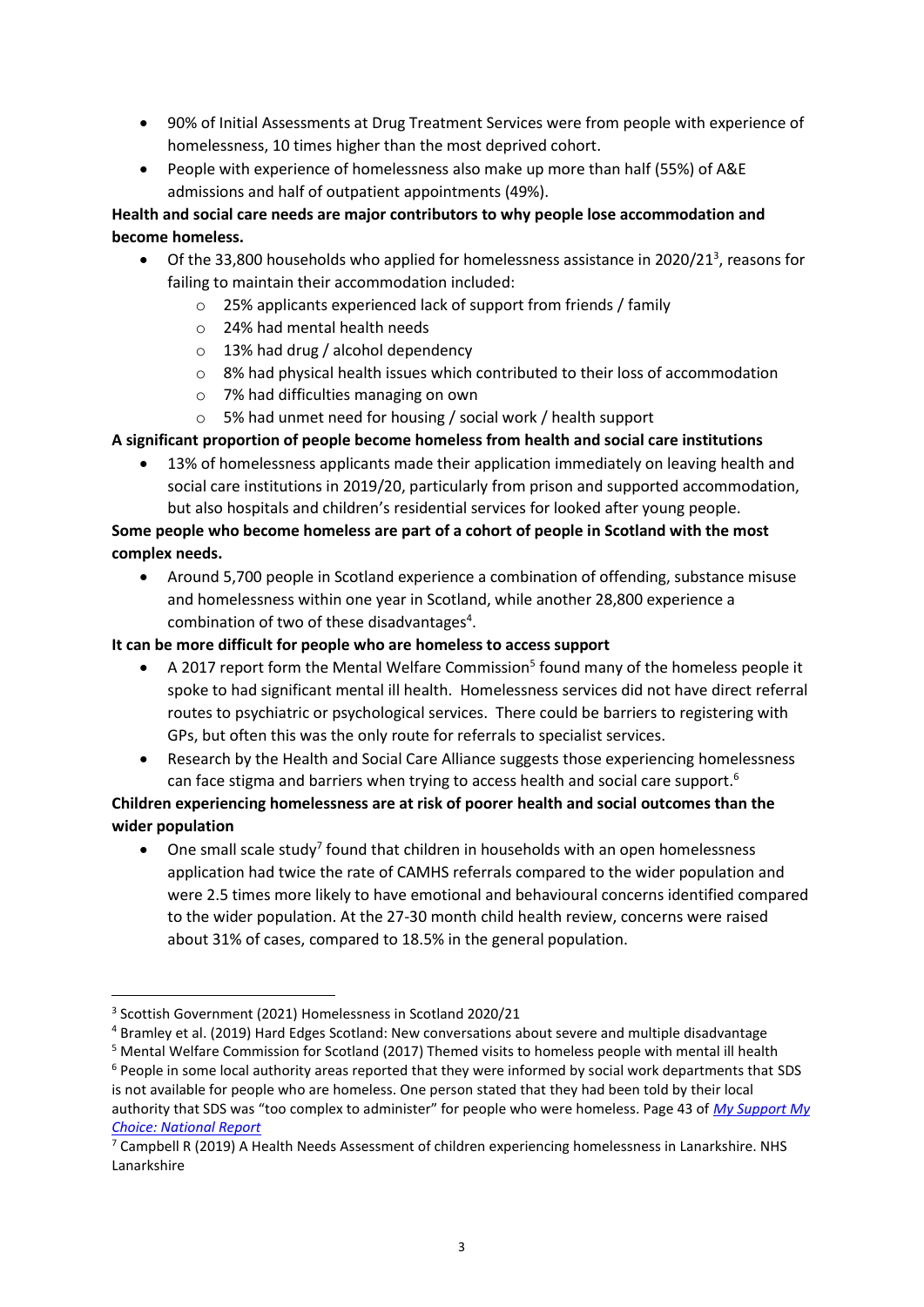- 90% of Initial Assessments at Drug Treatment Services were from people with experience of homelessness, 10 times higher than the most deprived cohort.
- People with experience of homelessness also make up more than half (55%) of A&E admissions and half of outpatient appointments (49%).

**Health and social care needs are major contributors to why people lose accommodation and become homeless.**

- Of the 33,800 households who applied for homelessness assistance in 2020/21[3], reasons for failing to maintain their accommodation included:
  - 25% applicants experienced lack of support from friends / family
  - 24% had mental health needs
  - 13% had drug / alcohol dependency
  - 8% had physical health issues which contributed to their loss of accommodation
  - 7% had difficulties managing on own
  - 5% had unmet need for housing / social work / health support

**A significant proportion of people become homeless from health and social care institutions**

- 13% of homelessness applicants made their application immediately on leaving health and social care institutions in 2019/20, particularly from prison and supported accommodation, but also hospitals and children's residential services for looked after young people.

**Some people who become homeless are part of a cohort of people in Scotland with the most complex needs.**

- Around 5,700 people in Scotland experience a combination of offending, substance misuse and homelessness within one year in Scotland, while another 28,800 experience a combination of two of these disadvantages[4].

**It can be more difficult for people who are homeless to access support**

- A 2017 report form the Mental Welfare Commission[5] found many of the homeless people it spoke to had significant mental ill health. Homelessness services did not have direct referral routes to psychiatric or psychological services. There could be barriers to registering with GPs, but often this was the only route for referrals to specialist services.
- Research by the Health and Social Care Alliance suggests those experiencing homelessness can face stigma and barriers when trying to access health and social care support.[6]

**Children experiencing homelessness are at risk of poorer health and social outcomes than the wider population**

- One small scale study[7] found that children in households with an open homelessness application had twice the rate of CAMHS referrals compared to the wider population and were 2.5 times more likely to have emotional and behavioural concerns identified compared to the wider population. At the 27-30 month child health review, concerns were raised about 31% of cases, compared to 18.5% in the general population.

---

[3] Scottish Government (2021) Homelessness in Scotland 2020/21

[4] Bramley et al. (2019) Hard Edges Scotland: New conversations about severe and multiple disadvantage

[5] Mental Welfare Commission for Scotland (2017) Themed visits to homeless people with mental ill health

[6] People in some local authority areas reported that they were informed by social work departments that SDS is not available for people who are homeless. One person stated that they had been told by their local authority that SDS was "too complex to administer" for people who were homeless. Page 43 of *My Support My Choice: National Report*

[7] Campbell R (2019) A Health Needs Assessment of children experiencing homelessness in Lanarkshire. NHS Lanarkshire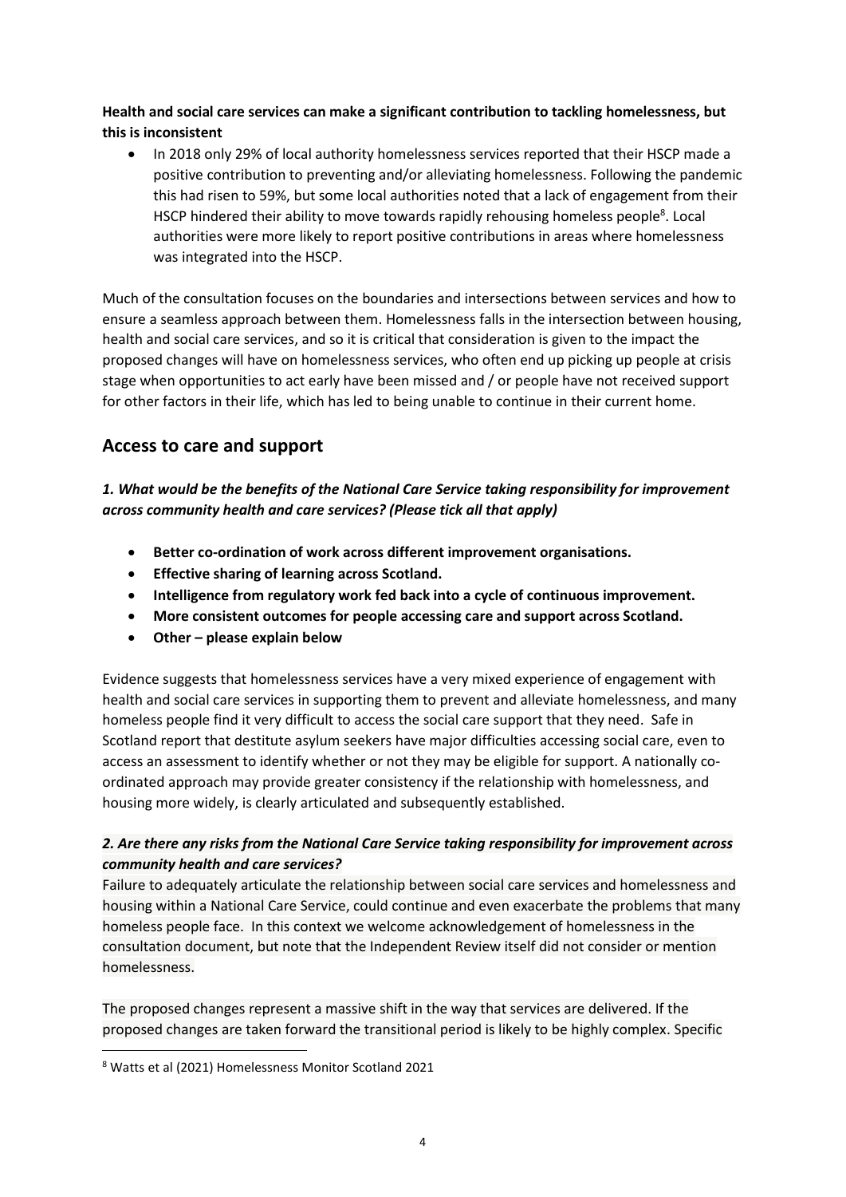**Health and social care services can make a significant contribution to tackling homelessness, but this is inconsistent**

- In 2018 only 29% of local authority homelessness services reported that their HSCP made a positive contribution to preventing and/or alleviating homelessness. Following the pandemic this had risen to 59%, but some local authorities noted that a lack of engagement from their HSCP hindered their ability to move towards rapidly rehousing homeless people[8]. Local authorities were more likely to report positive contributions in areas where homelessness was integrated into the HSCP.

Much of the consultation focuses on the boundaries and intersections between services and how to ensure a seamless approach between them. Homelessness falls in the intersection between housing, health and social care services, and so it is critical that consideration is given to the impact the proposed changes will have on homelessness services, who often end up picking up people at crisis stage when opportunities to act early have been missed and / or people have not received support for other factors in their life, which has led to being unable to continue in their current home.

## Access to care and support

***1. What would be the benefits of the National Care Service taking responsibility for improvement across community health and care services? (Please tick all that apply)***

- **Better co-ordination of work across different improvement organisations.**
- **Effective sharing of learning across Scotland.**
- **Intelligence from regulatory work fed back into a cycle of continuous improvement.**
- **More consistent outcomes for people accessing care and support across Scotland.**
- **Other – please explain below**

Evidence suggests that homelessness services have a very mixed experience of engagement with health and social care services in supporting them to prevent and alleviate homelessness, and many homeless people find it very difficult to access the social care support that they need. Safe in Scotland report that destitute asylum seekers have major difficulties accessing social care, even to access an assessment to identify whether or not they may be eligible for support. A nationally co-ordinated approach may provide greater consistency if the relationship with homelessness, and housing more widely, is clearly articulated and subsequently established.

***2. Are there any risks from the National Care Service taking responsibility for improvement across community health and care services?***

Failure to adequately articulate the relationship between social care services and homelessness and housing within a National Care Service, could continue and even exacerbate the problems that many homeless people face. In this context we welcome acknowledgement of homelessness in the consultation document, but note that the Independent Review itself did not consider or mention homelessness.

The proposed changes represent a massive shift in the way that services are delivered. If the proposed changes are taken forward the transitional period is likely to be highly complex. Specific

[8] Watts et al (2021) Homelessness Monitor Scotland 2021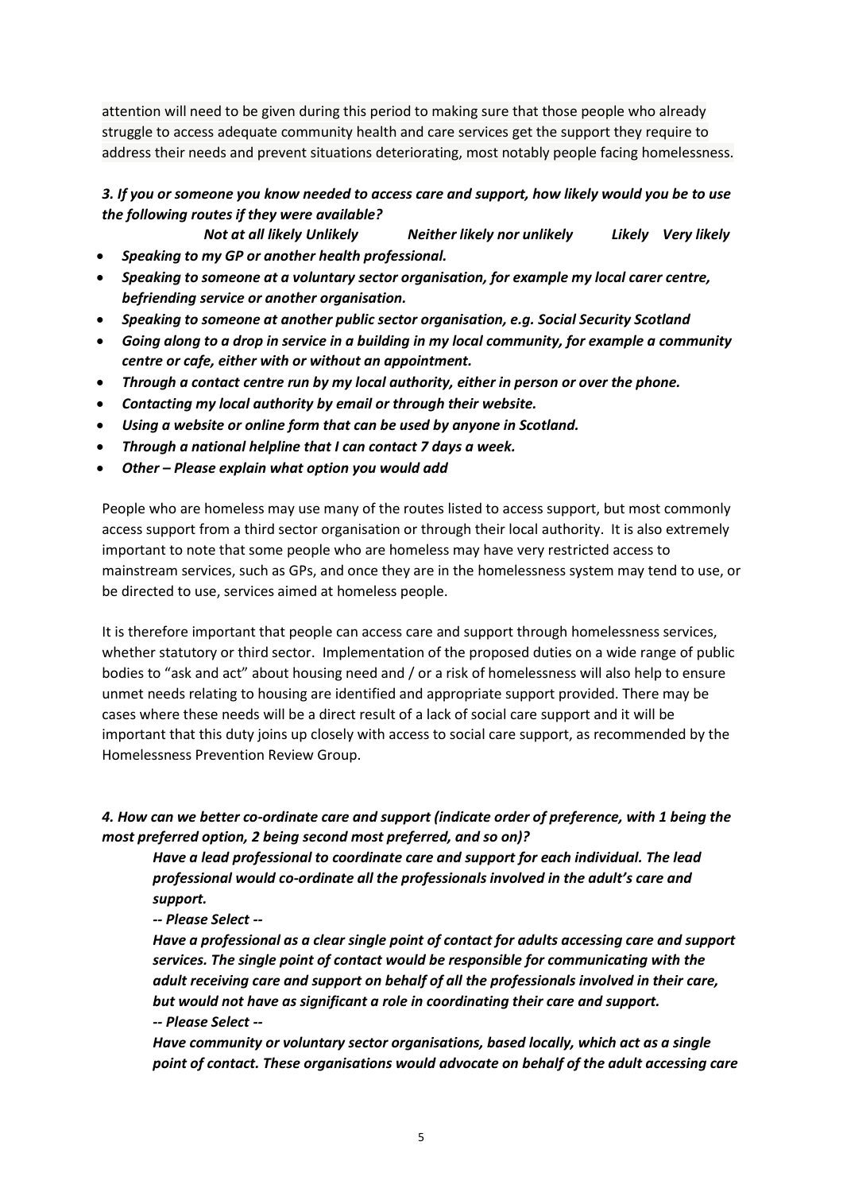attention will need to be given during this period to making sure that those people who already struggle to access adequate community health and care services get the support they require to address their needs and prevent situations deteriorating, most notably people facing homelessness.

***3. If you or someone you know needed to access care and support, how likely would you be to use the following routes if they were available?***

***Not at all likely Unlikely Neither likely nor unlikely Likely Very likely***

- ***Speaking to my GP or another health professional.***
- ***Speaking to someone at a voluntary sector organisation, for example my local carer centre, befriending service or another organisation.***
- ***Speaking to someone at another public sector organisation, e.g. Social Security Scotland***
- ***Going along to a drop in service in a building in my local community, for example a community centre or cafe, either with or without an appointment.***
- ***Through a contact centre run by my local authority, either in person or over the phone.***
- ***Contacting my local authority by email or through their website.***
- ***Using a website or online form that can be used by anyone in Scotland.***
- ***Through a national helpline that I can contact 7 days a week.***
- ***Other – Please explain what option you would add***

People who are homeless may use many of the routes listed to access support, but most commonly access support from a third sector organisation or through their local authority. It is also extremely important to note that some people who are homeless may have very restricted access to mainstream services, such as GPs, and once they are in the homelessness system may tend to use, or be directed to use, services aimed at homeless people.

It is therefore important that people can access care and support through homelessness services, whether statutory or third sector. Implementation of the proposed duties on a wide range of public bodies to "ask and act" about housing need and / or a risk of homelessness will also help to ensure unmet needs relating to housing are identified and appropriate support provided. There may be cases where these needs will be a direct result of a lack of social care support and it will be important that this duty joins up closely with access to social care support, as recommended by the Homelessness Prevention Review Group.

***4. How can we better co-ordinate care and support (indicate order of preference, with 1 being the most preferred option, 2 being second most preferred, and so on)?***

***Have a lead professional to coordinate care and support for each individual. The lead professional would co-ordinate all the professionals involved in the adult's care and support.***

***-- Please Select --***

***Have a professional as a clear single point of contact for adults accessing care and support services. The single point of contact would be responsible for communicating with the adult receiving care and support on behalf of all the professionals involved in their care, but would not have as significant a role in coordinating their care and support.***

***-- Please Select --***

***Have community or voluntary sector organisations, based locally, which act as a single point of contact. These organisations would advocate on behalf of the adult accessing care***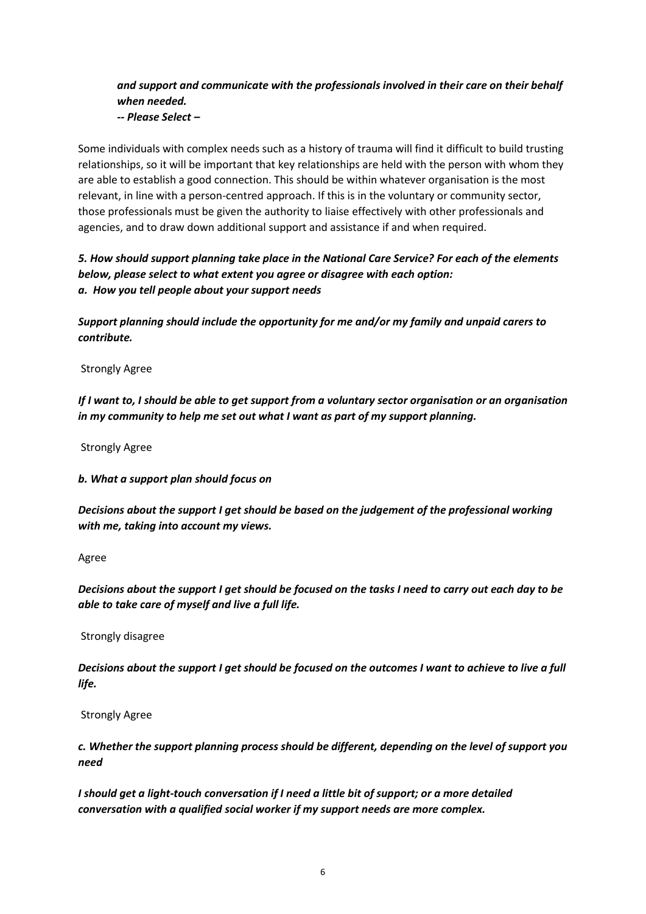***and support and communicate with the professionals involved in their care on their behalf when needed.***
***-- Please Select –***

Some individuals with complex needs such as a history of trauma will find it difficult to build trusting relationships, so it will be important that key relationships are held with the person with whom they are able to establish a good connection. This should be within whatever organisation is the most relevant, in line with a person-centred approach. If this is in the voluntary or community sector, those professionals must be given the authority to liaise effectively with other professionals and agencies, and to draw down additional support and assistance if and when required.

***5. How should support planning take place in the National Care Service? For each of the elements below, please select to what extent you agree or disagree with each option:***
***a. How you tell people about your support needs***

***Support planning should include the opportunity for me and/or my family and unpaid carers to contribute.***

Strongly Agree

***If I want to, I should be able to get support from a voluntary sector organisation or an organisation in my community to help me set out what I want as part of my support planning.***

Strongly Agree

***b. What a support plan should focus on***

***Decisions about the support I get should be based on the judgement of the professional working with me, taking into account my views.***

Agree

***Decisions about the support I get should be focused on the tasks I need to carry out each day to be able to take care of myself and live a full life.***

Strongly disagree

***Decisions about the support I get should be focused on the outcomes I want to achieve to live a full life.***

Strongly Agree

***c. Whether the support planning process should be different, depending on the level of support you need***

***I should get a light-touch conversation if I need a little bit of support; or a more detailed conversation with a qualified social worker if my support needs are more complex.***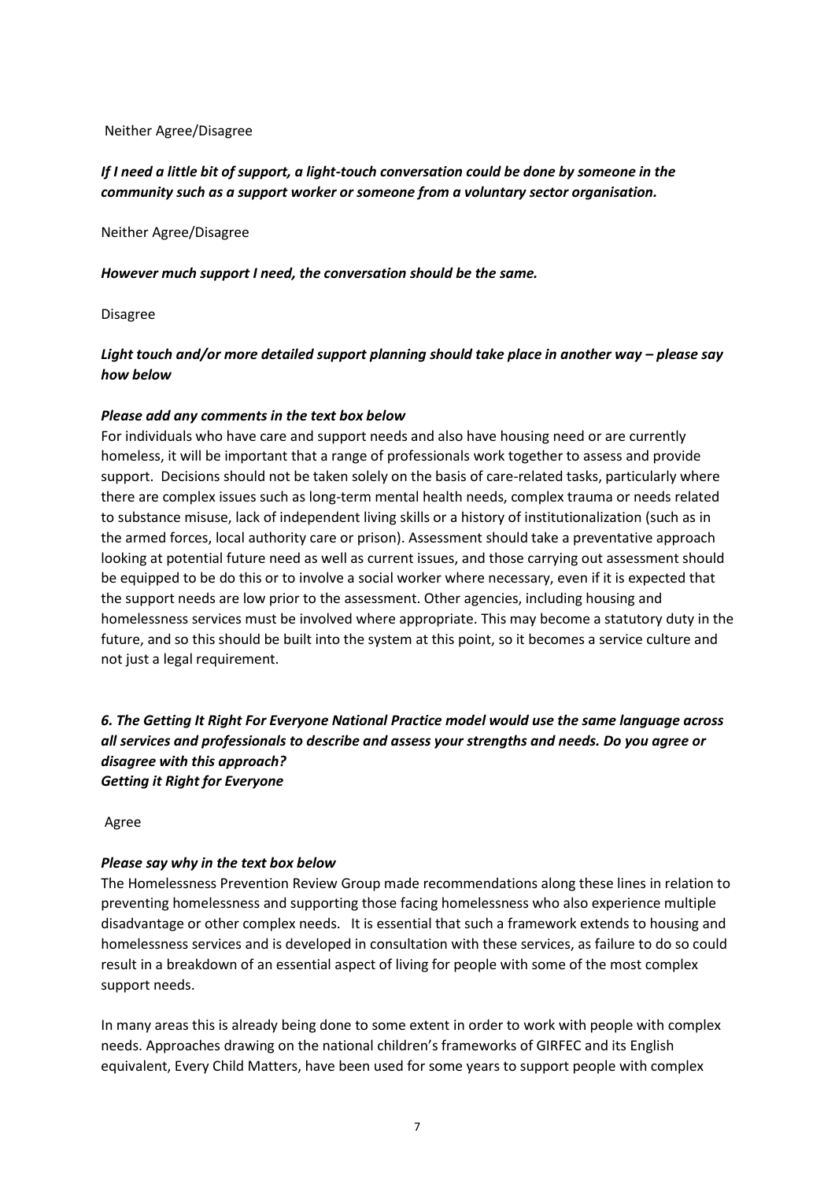Neither Agree/Disagree

***If I need a little bit of support, a light-touch conversation could be done by someone in the community such as a support worker or someone from a voluntary sector organisation.***

Neither Agree/Disagree

***However much support I need, the conversation should be the same.***

Disagree

***Light touch and/or more detailed support planning should take place in another way – please say how below***

***Please add any comments in the text box below***

For individuals who have care and support needs and also have housing need or are currently homeless, it will be important that a range of professionals work together to assess and provide support. Decisions should not be taken solely on the basis of care-related tasks, particularly where there are complex issues such as long-term mental health needs, complex trauma or needs related to substance misuse, lack of independent living skills or a history of institutionalization (such as in the armed forces, local authority care or prison). Assessment should take a preventative approach looking at potential future need as well as current issues, and those carrying out assessment should be equipped to be do this or to involve a social worker where necessary, even if it is expected that the support needs are low prior to the assessment. Other agencies, including housing and homelessness services must be involved where appropriate. This may become a statutory duty in the future, and so this should be built into the system at this point, so it becomes a service culture and not just a legal requirement.

***6. The Getting It Right For Everyone National Practice model would use the same language across all services and professionals to describe and assess your strengths and needs. Do you agree or disagree with this approach?***
***Getting it Right for Everyone***

Agree

***Please say why in the text box below***

The Homelessness Prevention Review Group made recommendations along these lines in relation to preventing homelessness and supporting those facing homelessness who also experience multiple disadvantage or other complex needs. It is essential that such a framework extends to housing and homelessness services and is developed in consultation with these services, as failure to do so could result in a breakdown of an essential aspect of living for people with some of the most complex support needs.

In many areas this is already being done to some extent in order to work with people with complex needs. Approaches drawing on the national children's frameworks of GIRFEC and its English equivalent, Every Child Matters, have been used for some years to support people with complex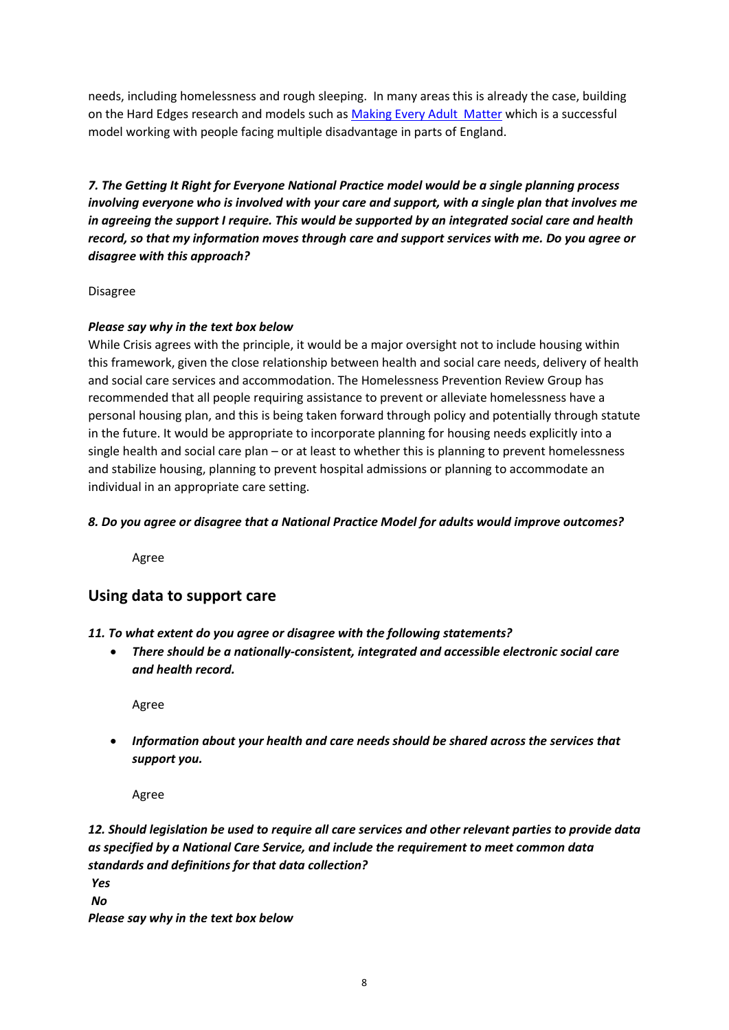needs, including homelessness and rough sleeping. In many areas this is already the case, building on the Hard Edges research and models such as [Making Every Adult Matter] which is a successful model working with people facing multiple disadvantage in parts of England.

***7. The Getting It Right for Everyone National Practice model would be a single planning process involving everyone who is involved with your care and support, with a single plan that involves me in agreeing the support I require. This would be supported by an integrated social care and health record, so that my information moves through care and support services with me. Do you agree or disagree with this approach?***

Disagree

***Please say why in the text box below***

While Crisis agrees with the principle, it would be a major oversight not to include housing within this framework, given the close relationship between health and social care needs, delivery of health and social care services and accommodation. The Homelessness Prevention Review Group has recommended that all people requiring assistance to prevent or alleviate homelessness have a personal housing plan, and this is being taken forward through policy and potentially through statute in the future. It would be appropriate to incorporate planning for housing needs explicitly into a single health and social care plan – or at least to whether this is planning to prevent homelessness and stabilize housing, planning to prevent hospital admissions or planning to accommodate an individual in an appropriate care setting.

***8. Do you agree or disagree that a National Practice Model for adults would improve outcomes?***

Agree

## Using data to support care

***11. To what extent do you agree or disagree with the following statements?***

- ***There should be a nationally-consistent, integrated and accessible electronic social care and health record.***

  Agree

- ***Information about your health and care needs should be shared across the services that support you.***

  Agree

***12. Should legislation be used to require all care services and other relevant parties to provide data as specified by a National Care Service, and include the requirement to meet common data standards and definitions for that data collection?***

***Yes***

***No***

***Please say why in the text box below***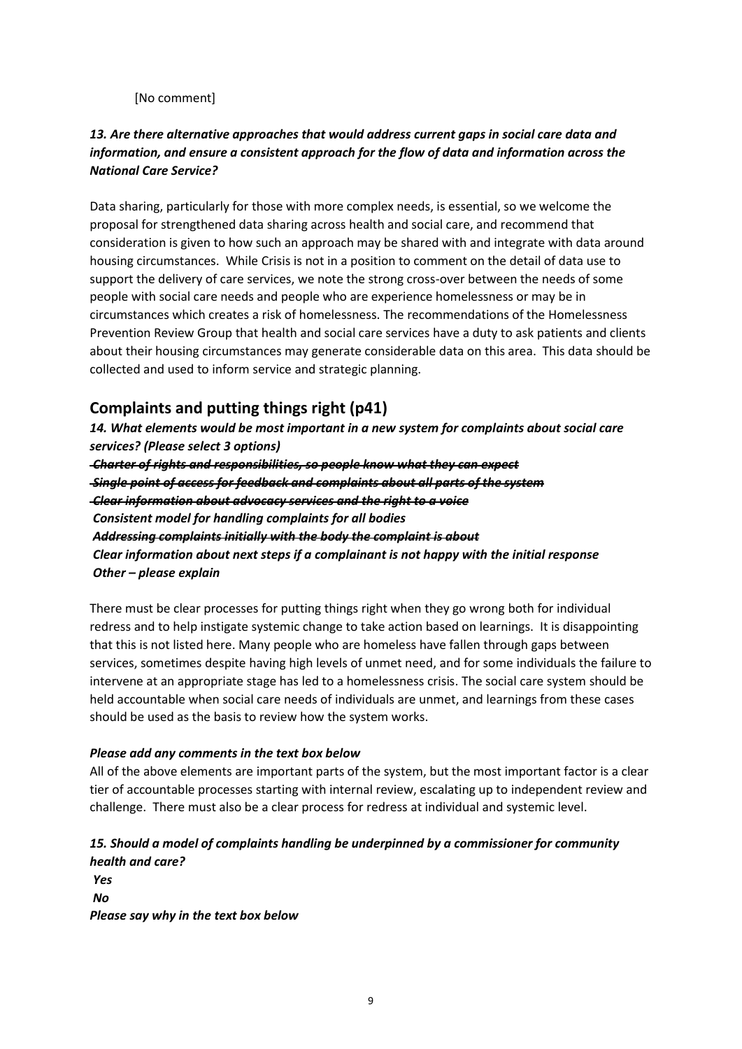[No comment]

***13. Are there alternative approaches that would address current gaps in social care data and information, and ensure a consistent approach for the flow of data and information across the National Care Service?***

Data sharing, particularly for those with more complex needs, is essential, so we welcome the proposal for strengthened data sharing across health and social care, and recommend that consideration is given to how such an approach may be shared with and integrate with data around housing circumstances. While Crisis is not in a position to comment on the detail of data use to support the delivery of care services, we note the strong cross-over between the needs of some people with social care needs and people who are experience homelessness or may be in circumstances which creates a risk of homelessness. The recommendations of the Homelessness Prevention Review Group that health and social care services have a duty to ask patients and clients about their housing circumstances may generate considerable data on this area. This data should be collected and used to inform service and strategic planning.

## Complaints and putting things right (p41)

***14. What elements would be most important in a new system for complaints about social care services? (Please select 3 options)***

***~~Charter of rights and responsibilities, so people know what they can expect~~***
***~~Single point of access for feedback and complaints about all parts of the system~~***
***~~Clear information about advocacy services and the right to a voice~~***
***Consistent model for handling complaints for all bodies***
***~~Addressing complaints initially with the body the complaint is about~~***
***Clear information about next steps if a complainant is not happy with the initial response***
***Other – please explain***

There must be clear processes for putting things right when they go wrong both for individual redress and to help instigate systemic change to take action based on learnings. It is disappointing that this is not listed here. Many people who are homeless have fallen through gaps between services, sometimes despite having high levels of unmet need, and for some individuals the failure to intervene at an appropriate stage has led to a homelessness crisis. The social care system should be held accountable when social care needs of individuals are unmet, and learnings from these cases should be used as the basis to review how the system works.

***Please add any comments in the text box below***

All of the above elements are important parts of the system, but the most important factor is a clear tier of accountable processes starting with internal review, escalating up to independent review and challenge. There must also be a clear process for redress at individual and systemic level.

***15. Should a model of complaints handling be underpinned by a commissioner for community health and care?***

***Yes***
***No***
***Please say why in the text box below***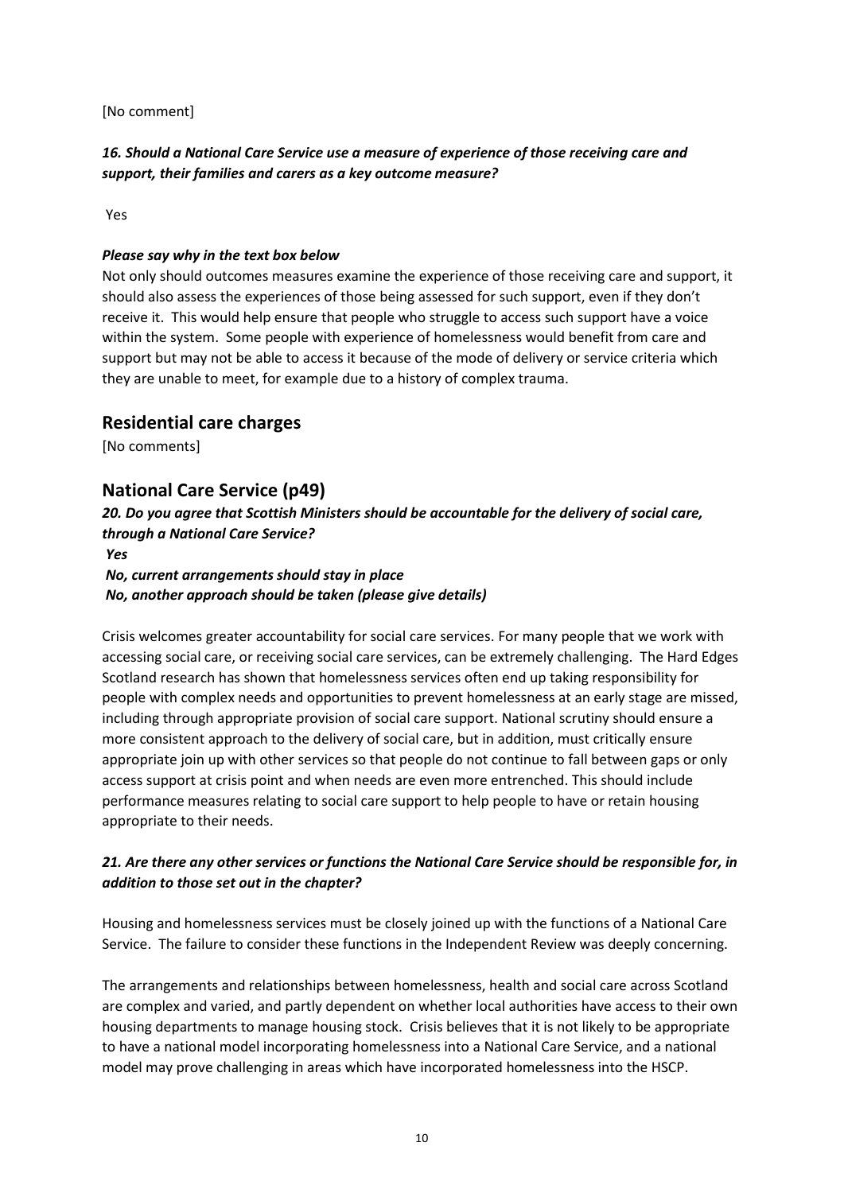[No comment]

***16. Should a National Care Service use a measure of experience of those receiving care and support, their families and carers as a key outcome measure?***

Yes

***Please say why in the text box below***

Not only should outcomes measures examine the experience of those receiving care and support, it should also assess the experiences of those being assessed for such support, even if they don't receive it. This would help ensure that people who struggle to access such support have a voice within the system. Some people with experience of homelessness would benefit from care and support but may not be able to access it because of the mode of delivery or service criteria which they are unable to meet, for example due to a history of complex trauma.

## Residential care charges

[No comments]

## National Care Service (p49)

***20. Do you agree that Scottish Ministers should be accountable for the delivery of social care, through a National Care Service?***

***Yes***

***No, current arrangements should stay in place***

***No, another approach should be taken (please give details)***

Crisis welcomes greater accountability for social care services. For many people that we work with accessing social care, or receiving social care services, can be extremely challenging. The Hard Edges Scotland research has shown that homelessness services often end up taking responsibility for people with complex needs and opportunities to prevent homelessness at an early stage are missed, including through appropriate provision of social care support. National scrutiny should ensure a more consistent approach to the delivery of social care, but in addition, must critically ensure appropriate join up with other services so that people do not continue to fall between gaps or only access support at crisis point and when needs are even more entrenched. This should include performance measures relating to social care support to help people to have or retain housing appropriate to their needs.

***21. Are there any other services or functions the National Care Service should be responsible for, in addition to those set out in the chapter?***

Housing and homelessness services must be closely joined up with the functions of a National Care Service. The failure to consider these functions in the Independent Review was deeply concerning.

The arrangements and relationships between homelessness, health and social care across Scotland are complex and varied, and partly dependent on whether local authorities have access to their own housing departments to manage housing stock. Crisis believes that it is not likely to be appropriate to have a national model incorporating homelessness into a National Care Service, and a national model may prove challenging in areas which have incorporated homelessness into the HSCP.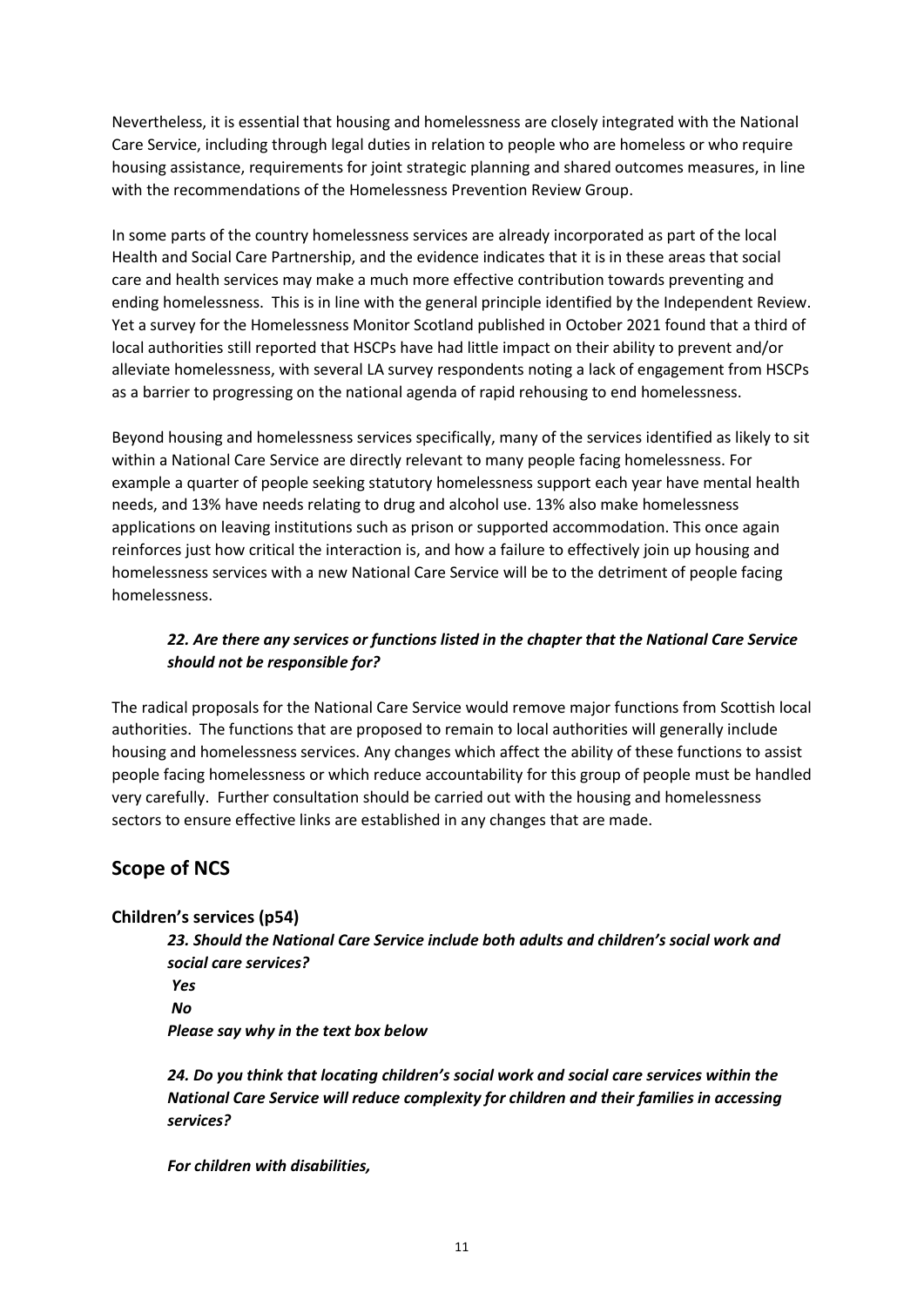Nevertheless, it is essential that housing and homelessness are closely integrated with the National Care Service, including through legal duties in relation to people who are homeless or who require housing assistance, requirements for joint strategic planning and shared outcomes measures, in line with the recommendations of the Homelessness Prevention Review Group.

In some parts of the country homelessness services are already incorporated as part of the local Health and Social Care Partnership, and the evidence indicates that it is in these areas that social care and health services may make a much more effective contribution towards preventing and ending homelessness. This is in line with the general principle identified by the Independent Review. Yet a survey for the Homelessness Monitor Scotland published in October 2021 found that a third of local authorities still reported that HSCPs have had little impact on their ability to prevent and/or alleviate homelessness, with several LA survey respondents noting a lack of engagement from HSCPs as a barrier to progressing on the national agenda of rapid rehousing to end homelessness.

Beyond housing and homelessness services specifically, many of the services identified as likely to sit within a National Care Service are directly relevant to many people facing homelessness. For example a quarter of people seeking statutory homelessness support each year have mental health needs, and 13% have needs relating to drug and alcohol use. 13% also make homelessness applications on leaving institutions such as prison or supported accommodation. This once again reinforces just how critical the interaction is, and how a failure to effectively join up housing and homelessness services with a new National Care Service will be to the detriment of people facing homelessness.

***22. Are there any services or functions listed in the chapter that the National Care Service should not be responsible for?***

The radical proposals for the National Care Service would remove major functions from Scottish local authorities. The functions that are proposed to remain to local authorities will generally include housing and homelessness services. Any changes which affect the ability of these functions to assist people facing homelessness or which reduce accountability for this group of people must be handled very carefully. Further consultation should be carried out with the housing and homelessness sectors to ensure effective links are established in any changes that are made.

## Scope of NCS

### Children's services (p54)

***23. Should the National Care Service include both adults and children's social work and social care services?***

***Yes***

***No***

***Please say why in the text box below***

***24. Do you think that locating children's social work and social care services within the National Care Service will reduce complexity for children and their families in accessing services?***

***For children with disabilities,***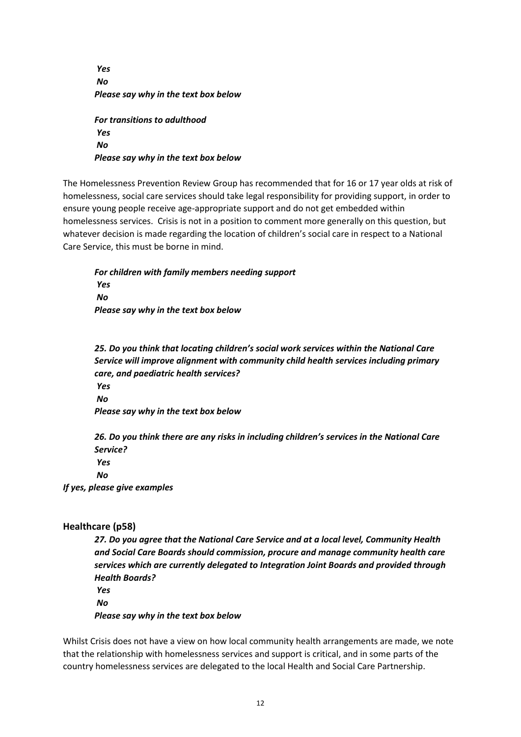*Yes*
*No*
*Please say why in the text box below*

*For transitions to adulthood*
*Yes*
*No*
*Please say why in the text box below*

The Homelessness Prevention Review Group has recommended that for 16 or 17 year olds at risk of homelessness, social care services should take legal responsibility for providing support, in order to ensure young people receive age-appropriate support and do not get embedded within homelessness services. Crisis is not in a position to comment more generally on this question, but whatever decision is made regarding the location of children's social care in respect to a National Care Service, this must be borne in mind.

*For children with family members needing support*
*Yes*
*No*
*Please say why in the text box below*

***25. Do you think that locating children's social work services within the National Care Service will improve alignment with community child health services including primary care, and paediatric health services?***
*Yes*
*No*
*Please say why in the text box below*

***26. Do you think there are any risks in including children's services in the National Care Service?***
*Yes*
*No*
*If yes, please give examples*

### Healthcare (p58)

***27. Do you agree that the National Care Service and at a local level, Community Health and Social Care Boards should commission, procure and manage community health care services which are currently delegated to Integration Joint Boards and provided through Health Boards?***
*Yes*
*No*
*Please say why in the text box below*

Whilst Crisis does not have a view on how local community health arrangements are made, we note that the relationship with homelessness services and support is critical, and in some parts of the country homelessness services are delegated to the local Health and Social Care Partnership.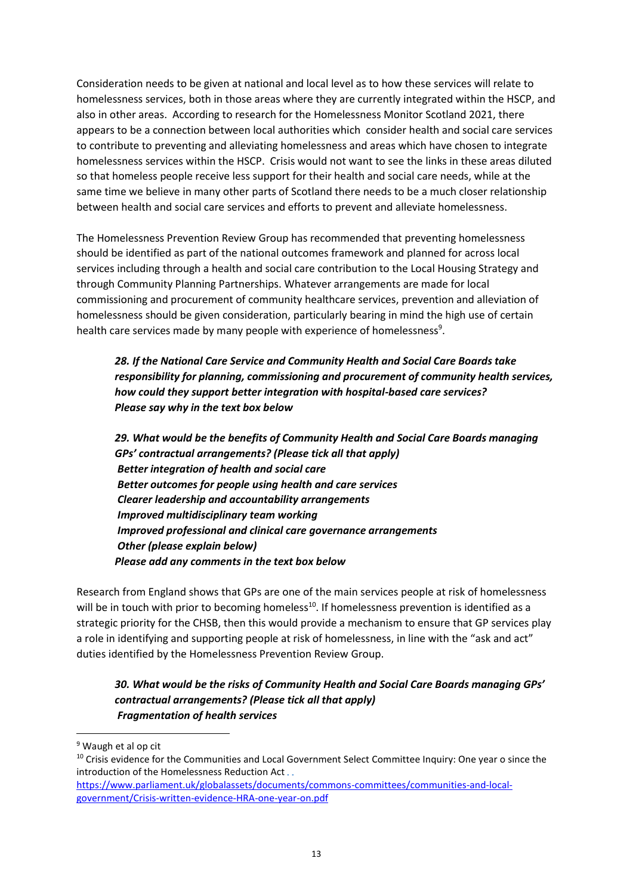Consideration needs to be given at national and local level as to how these services will relate to homelessness services, both in those areas where they are currently integrated within the HSCP, and also in other areas. According to research for the Homelessness Monitor Scotland 2021, there appears to be a connection between local authorities which consider health and social care services to contribute to preventing and alleviating homelessness and areas which have chosen to integrate homelessness services within the HSCP. Crisis would not want to see the links in these areas diluted so that homeless people receive less support for their health and social care needs, while at the same time we believe in many other parts of Scotland there needs to be a much closer relationship between health and social care services and efforts to prevent and alleviate homelessness.

The Homelessness Prevention Review Group has recommended that preventing homelessness should be identified as part of the national outcomes framework and planned for across local services including through a health and social care contribution to the Local Housing Strategy and through Community Planning Partnerships. Whatever arrangements are made for local commissioning and procurement of community healthcare services, prevention and alleviation of homelessness should be given consideration, particularly bearing in mind the high use of certain health care services made by many people with experience of homelessness[9].

***28. If the National Care Service and Community Health and Social Care Boards take responsibility for planning, commissioning and procurement of community health services, how could they support better integration with hospital-based care services? Please say why in the text box below***

***29. What would be the benefits of Community Health and Social Care Boards managing GPs' contractual arrangements? (Please tick all that apply)***
***Better integration of health and social care***
***Better outcomes for people using health and care services***
***Clearer leadership and accountability arrangements***
***Improved multidisciplinary team working***
***Improved professional and clinical care governance arrangements***
***Other (please explain below)***
***Please add any comments in the text box below***

Research from England shows that GPs are one of the main services people at risk of homelessness will be in touch with prior to becoming homeless[10]. If homelessness prevention is identified as a strategic priority for the CHSB, then this would provide a mechanism to ensure that GP services play a role in identifying and supporting people at risk of homelessness, in line with the "ask and act" duties identified by the Homelessness Prevention Review Group.

***30. What would be the risks of Community Health and Social Care Boards managing GPs' contractual arrangements? (Please tick all that apply)***
***Fragmentation of health services***

---

[9] Waugh et al op cit

[10] Crisis evidence for the Communities and Local Government Select Committee Inquiry: One year o since the introduction of the Homelessness Reduction Act . .
https://www.parliament.uk/globalassets/documents/commons-committees/communities-and-local-government/Crisis-written-evidence-HRA-one-year-on.pdf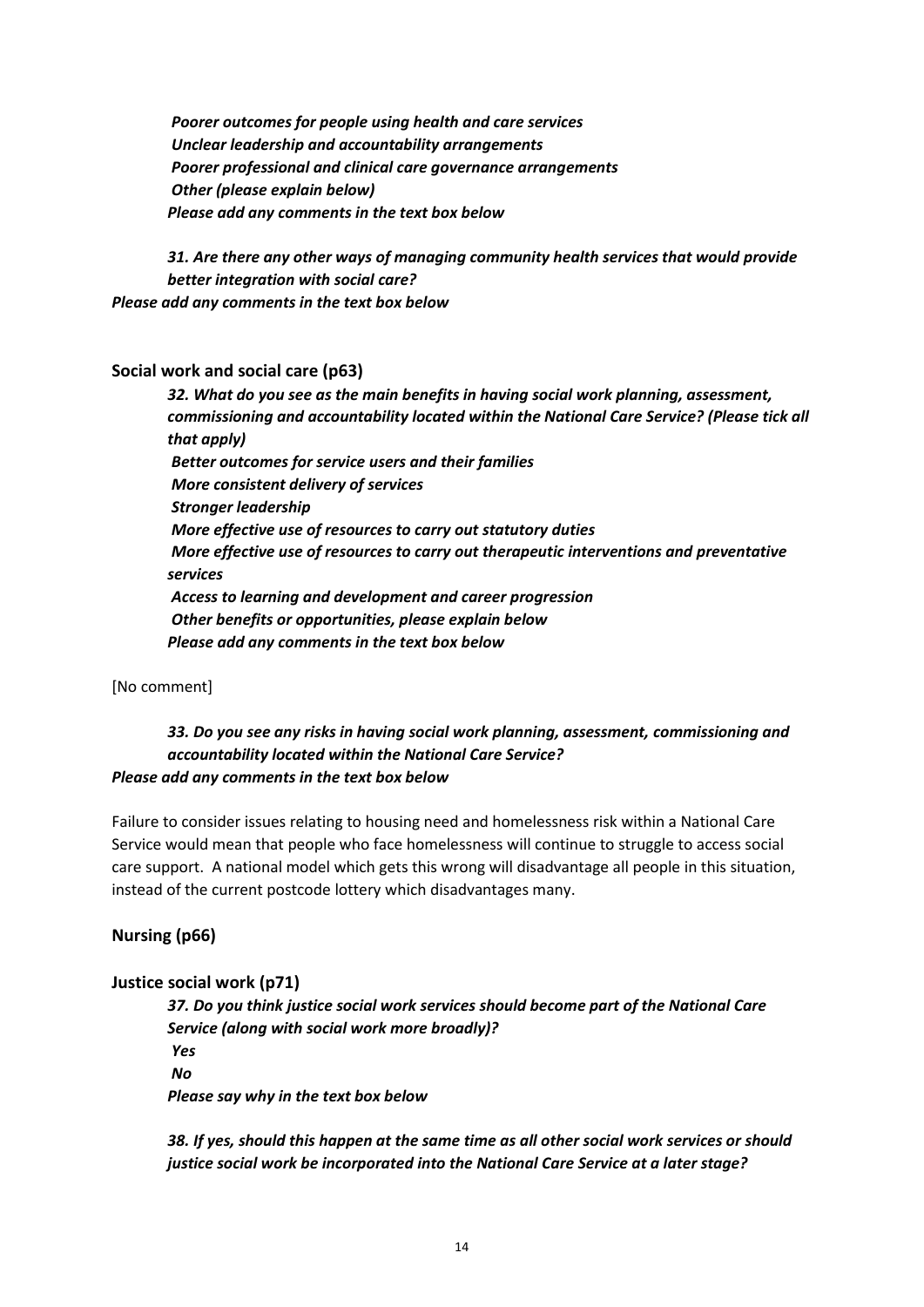*Poorer outcomes for people using health and care services*
*Unclear leadership and accountability arrangements*
*Poorer professional and clinical care governance arrangements*
*Other (please explain below)*
***Please add any comments in the text box below***

***31. Are there any other ways of managing community health services that would provide better integration with social care?***
***Please add any comments in the text box below***

## Social work and social care (p63)

***32. What do you see as the main benefits in having social work planning, assessment, commissioning and accountability located within the National Care Service? (Please tick all that apply)***
*Better outcomes for service users and their families*
*More consistent delivery of services*
*Stronger leadership*
*More effective use of resources to carry out statutory duties*
*More effective use of resources to carry out therapeutic interventions and preventative services*
*Access to learning and development and career progression*
*Other benefits or opportunities, please explain below*
***Please add any comments in the text box below***

[No comment]

***33. Do you see any risks in having social work planning, assessment, commissioning and accountability located within the National Care Service?***
***Please add any comments in the text box below***

Failure to consider issues relating to housing need and homelessness risk within a National Care Service would mean that people who face homelessness will continue to struggle to access social care support. A national model which gets this wrong will disadvantage all people in this situation, instead of the current postcode lottery which disadvantages many.

## Nursing (p66)

## Justice social work (p71)

***37. Do you think justice social work services should become part of the National Care Service (along with social work more broadly)?***
*Yes*
*No*
***Please say why in the text box below***

***38. If yes, should this happen at the same time as all other social work services or should justice social work be incorporated into the National Care Service at a later stage?***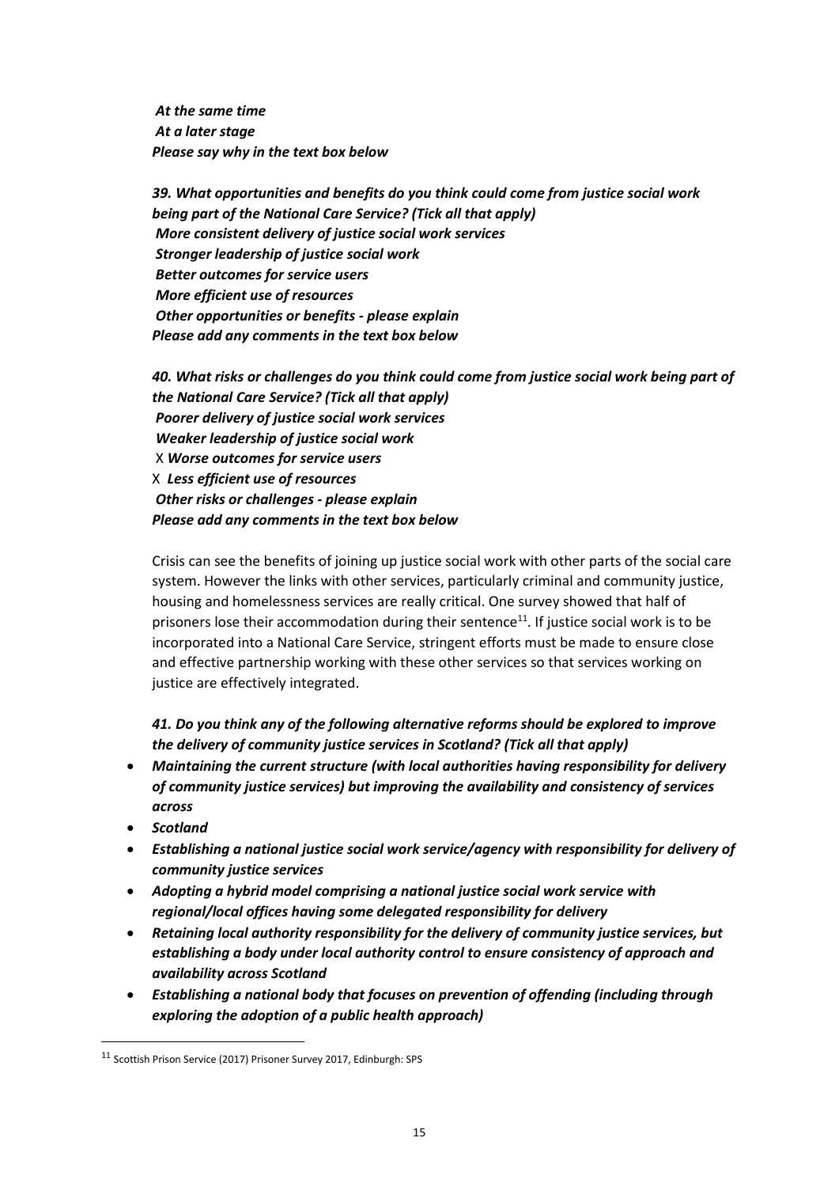*At the same time*
*At a later stage*
*Please say why in the text box below*

***39. What opportunities and benefits do you think could come from justice social work being part of the National Care Service? (Tick all that apply)***
***More consistent delivery of justice social work services***
***Stronger leadership of justice social work***
***Better outcomes for service users***
***More efficient use of resources***
***Other opportunities or benefits - please explain***
***Please add any comments in the text box below***

***40. What risks or challenges do you think could come from justice social work being part of the National Care Service? (Tick all that apply)***
***Poorer delivery of justice social work services***
***Weaker leadership of justice social work***
X ***Worse outcomes for service users***
X ***Less efficient use of resources***
***Other risks or challenges - please explain***
***Please add any comments in the text box below***

Crisis can see the benefits of joining up justice social work with other parts of the social care system. However the links with other services, particularly criminal and community justice, housing and homelessness services are really critical. One survey showed that half of prisoners lose their accommodation during their sentence[11]. If justice social work is to be incorporated into a National Care Service, stringent efforts must be made to ensure close and effective partnership working with these other services so that services working on justice are effectively integrated.

***41. Do you think any of the following alternative reforms should be explored to improve the delivery of community justice services in Scotland? (Tick all that apply)***

- ***Maintaining the current structure (with local authorities having responsibility for delivery of community justice services) but improving the availability and consistency of services across***
- ***Scotland***
- ***Establishing a national justice social work service/agency with responsibility for delivery of community justice services***
- ***Adopting a hybrid model comprising a national justice social work service with regional/local offices having some delegated responsibility for delivery***
- ***Retaining local authority responsibility for the delivery of community justice services, but establishing a body under local authority control to ensure consistency of approach and availability across Scotland***
- ***Establishing a national body that focuses on prevention of offending (including through exploring the adoption of a public health approach)***

[11] Scottish Prison Service (2017) Prisoner Survey 2017, Edinburgh: SPS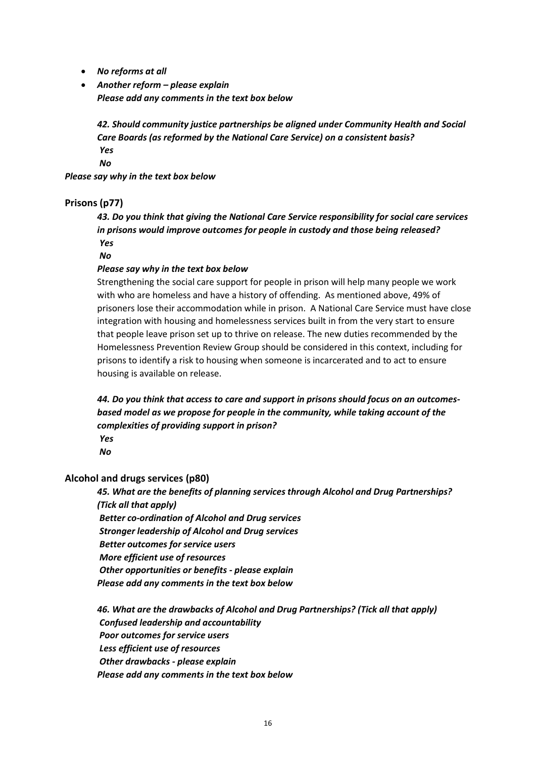- ***No reforms at all***
- ***Another reform – please explain***
  ***Please add any comments in the text box below***

***42. Should community justice partnerships be aligned under Community Health and Social Care Boards (as reformed by the National Care Service) on a consistent basis?***
***Yes***
***No***

***Please say why in the text box below***

## Prisons (p77)

***43. Do you think that giving the National Care Service responsibility for social care services in prisons would improve outcomes for people in custody and those being released?***
***Yes***
***No***

***Please say why in the text box below***

Strengthening the social care support for people in prison will help many people we work with who are homeless and have a history of offending. As mentioned above, 49% of prisoners lose their accommodation while in prison. A National Care Service must have close integration with housing and homelessness services built in from the very start to ensure that people leave prison set up to thrive on release. The new duties recommended by the Homelessness Prevention Review Group should be considered in this context, including for prisons to identify a risk to housing when someone is incarcerated and to act to ensure housing is available on release.

***44. Do you think that access to care and support in prisons should focus on an outcomes-based model as we propose for people in the community, while taking account of the complexities of providing support in prison?***
***Yes***
***No***

## Alcohol and drugs services (p80)

***45. What are the benefits of planning services through Alcohol and Drug Partnerships? (Tick all that apply)***
***Better co-ordination of Alcohol and Drug services***
***Stronger leadership of Alcohol and Drug services***
***Better outcomes for service users***
***More efficient use of resources***
***Other opportunities or benefits - please explain***
***Please add any comments in the text box below***

***46. What are the drawbacks of Alcohol and Drug Partnerships? (Tick all that apply)***
***Confused leadership and accountability***
***Poor outcomes for service users***
***Less efficient use of resources***
***Other drawbacks - please explain***
***Please add any comments in the text box below***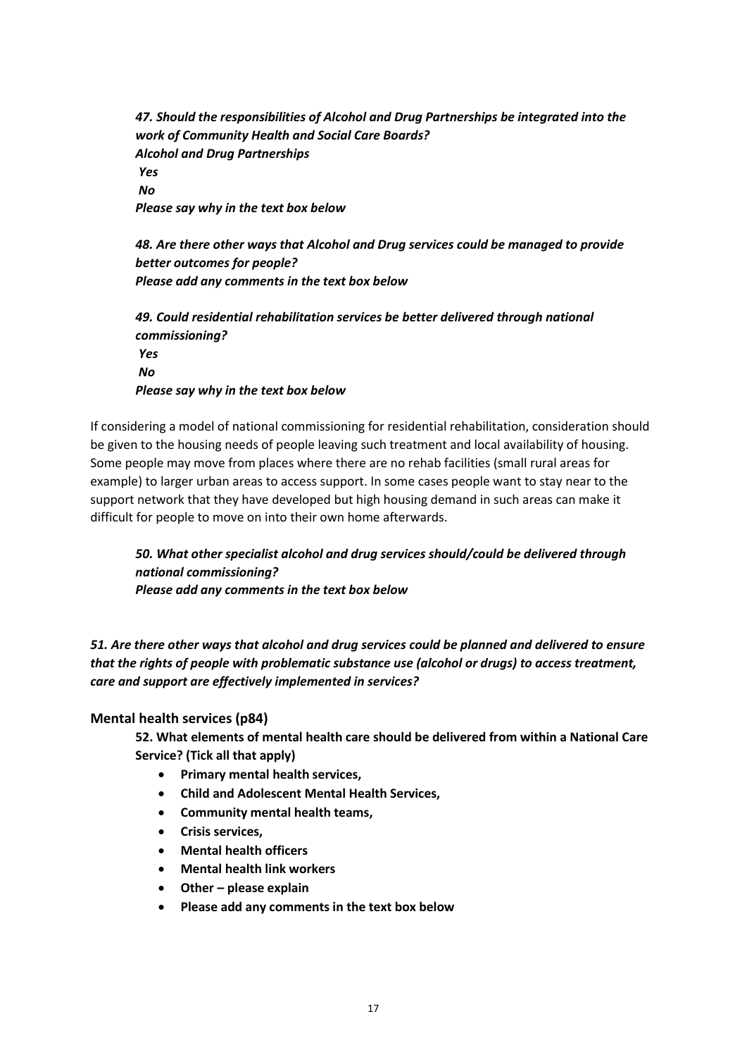***47. Should the responsibilities of Alcohol and Drug Partnerships be integrated into the work of Community Health and Social Care Boards?***
***Alcohol and Drug Partnerships***
***Yes***
***No***
***Please say why in the text box below***

***48. Are there other ways that Alcohol and Drug services could be managed to provide better outcomes for people?***
***Please add any comments in the text box below***

***49. Could residential rehabilitation services be better delivered through national commissioning?***
***Yes***
***No***
***Please say why in the text box below***

If considering a model of national commissioning for residential rehabilitation, consideration should be given to the housing needs of people leaving such treatment and local availability of housing. Some people may move from places where there are no rehab facilities (small rural areas for example) to larger urban areas to access support. In some cases people want to stay near to the support network that they have developed but high housing demand in such areas can make it difficult for people to move on into their own home afterwards.

***50. What other specialist alcohol and drug services should/could be delivered through national commissioning?***
***Please add any comments in the text box below***

***51. Are there other ways that alcohol and drug services could be planned and delivered to ensure that the rights of people with problematic substance use (alcohol or drugs) to access treatment, care and support are effectively implemented in services?***

### Mental health services (p84)

**52. What elements of mental health care should be delivered from within a National Care Service? (Tick all that apply)**

- **Primary mental health services,**
- **Child and Adolescent Mental Health Services,**
- **Community mental health teams,**
- **Crisis services,**
- **Mental health officers**
- **Mental health link workers**
- **Other – please explain**
- **Please add any comments in the text box below**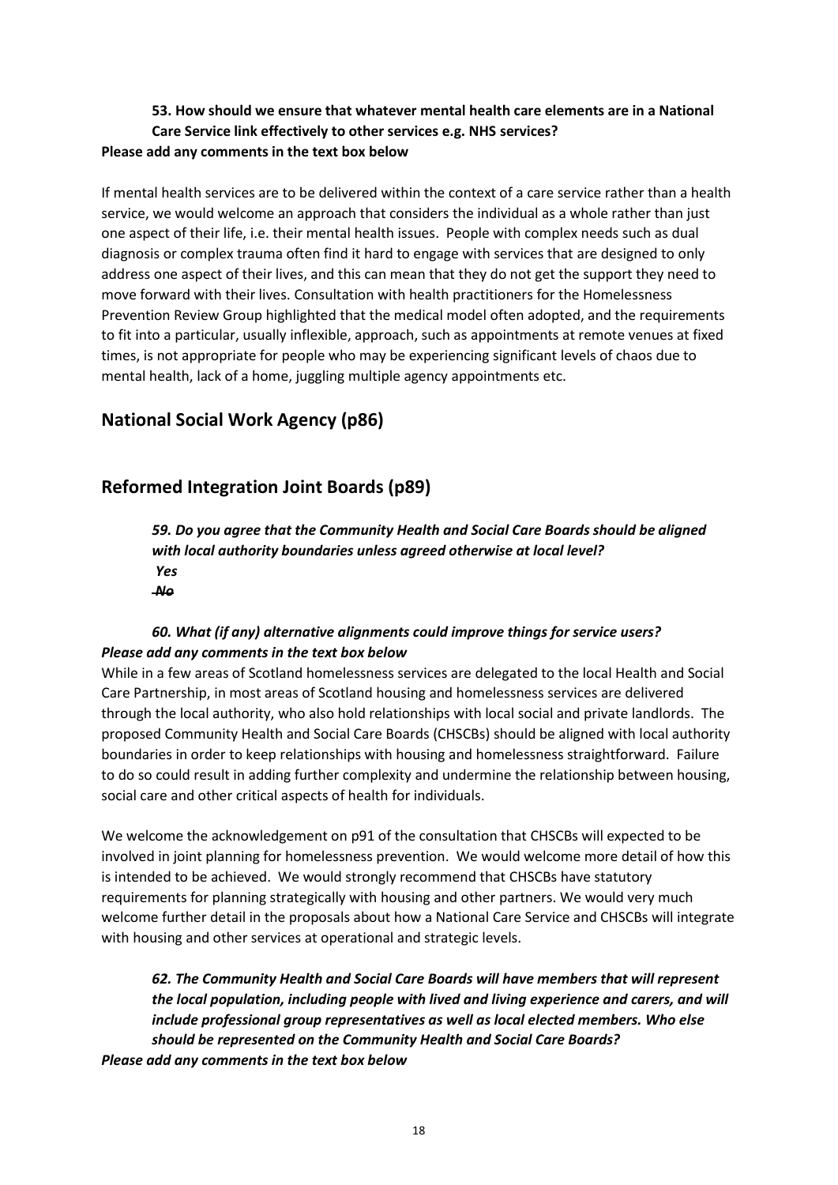**53. How should we ensure that whatever mental health care elements are in a National Care Service link effectively to other services e.g. NHS services?**

**Please add any comments in the text box below**

If mental health services are to be delivered within the context of a care service rather than a health service, we would welcome an approach that considers the individual as a whole rather than just one aspect of their life, i.e. their mental health issues. People with complex needs such as dual diagnosis or complex trauma often find it hard to engage with services that are designed to only address one aspect of their lives, and this can mean that they do not get the support they need to move forward with their lives. Consultation with health practitioners for the Homelessness Prevention Review Group highlighted that the medical model often adopted, and the requirements to fit into a particular, usually inflexible, approach, such as appointments at remote venues at fixed times, is not appropriate for people who may be experiencing significant levels of chaos due to mental health, lack of a home, juggling multiple agency appointments etc.

## National Social Work Agency (p86)

## Reformed Integration Joint Boards (p89)

***59. Do you agree that the Community Health and Social Care Boards should be aligned with local authority boundaries unless agreed otherwise at local level?***

***Yes***

***~~No~~***

***60. What (if any) alternative alignments could improve things for service users?***

***Please add any comments in the text box below***

While in a few areas of Scotland homelessness services are delegated to the local Health and Social Care Partnership, in most areas of Scotland housing and homelessness services are delivered through the local authority, who also hold relationships with local social and private landlords. The proposed Community Health and Social Care Boards (CHSCBs) should be aligned with local authority boundaries in order to keep relationships with housing and homelessness straightforward. Failure to do so could result in adding further complexity and undermine the relationship between housing, social care and other critical aspects of health for individuals.

We welcome the acknowledgement on p91 of the consultation that CHSCBs will expected to be involved in joint planning for homelessness prevention. We would welcome more detail of how this is intended to be achieved. We would strongly recommend that CHSCBs have statutory requirements for planning strategically with housing and other partners. We would very much welcome further detail in the proposals about how a National Care Service and CHSCBs will integrate with housing and other services at operational and strategic levels.

***62. The Community Health and Social Care Boards will have members that will represent the local population, including people with lived and living experience and carers, and will include professional group representatives as well as local elected members. Who else should be represented on the Community Health and Social Care Boards?***

***Please add any comments in the text box below***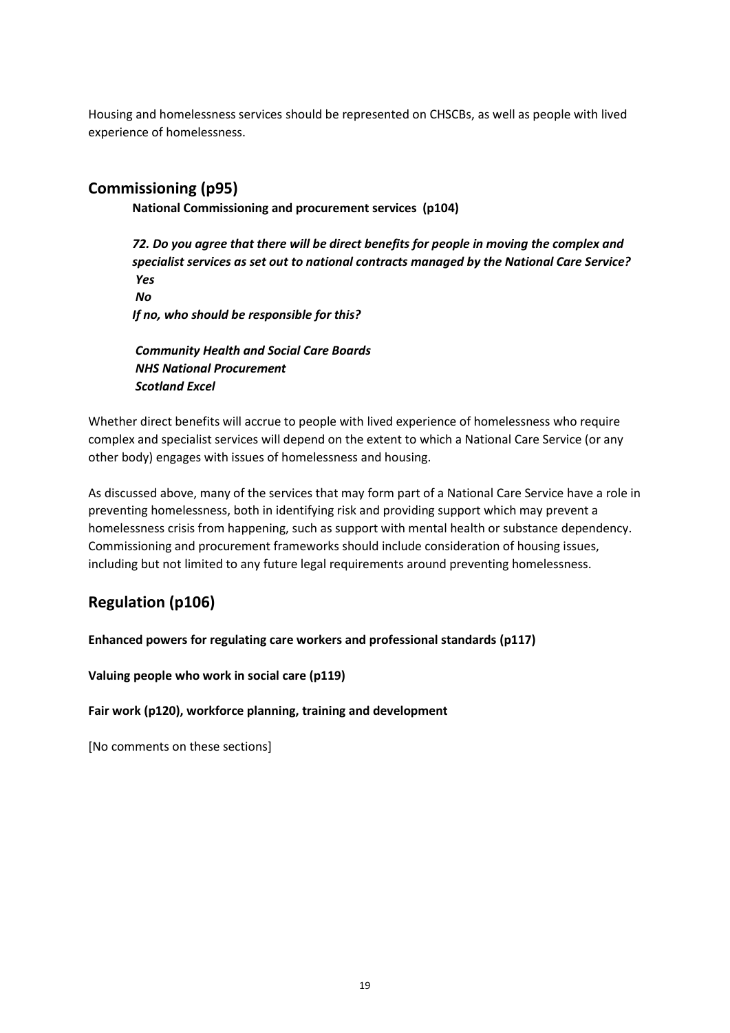Housing and homelessness services should be represented on CHSCBs, as well as people with lived experience of homelessness.

## Commissioning (p95)

**National Commissioning and procurement services (p104)**

***72. Do you agree that there will be direct benefits for people in moving the complex and specialist services as set out to national contracts managed by the National Care Service?***
***Yes***
***No***
***If no, who should be responsible for this?***

***Community Health and Social Care Boards***
***NHS National Procurement***
***Scotland Excel***

Whether direct benefits will accrue to people with lived experience of homelessness who require complex and specialist services will depend on the extent to which a National Care Service (or any other body) engages with issues of homelessness and housing.

As discussed above, many of the services that may form part of a National Care Service have a role in preventing homelessness, both in identifying risk and providing support which may prevent a homelessness crisis from happening, such as support with mental health or substance dependency. Commissioning and procurement frameworks should include consideration of housing issues, including but not limited to any future legal requirements around preventing homelessness.

## Regulation (p106)

**Enhanced powers for regulating care workers and professional standards (p117)**

**Valuing people who work in social care (p119)**

**Fair work (p120), workforce planning, training and development**

[No comments on these sections]